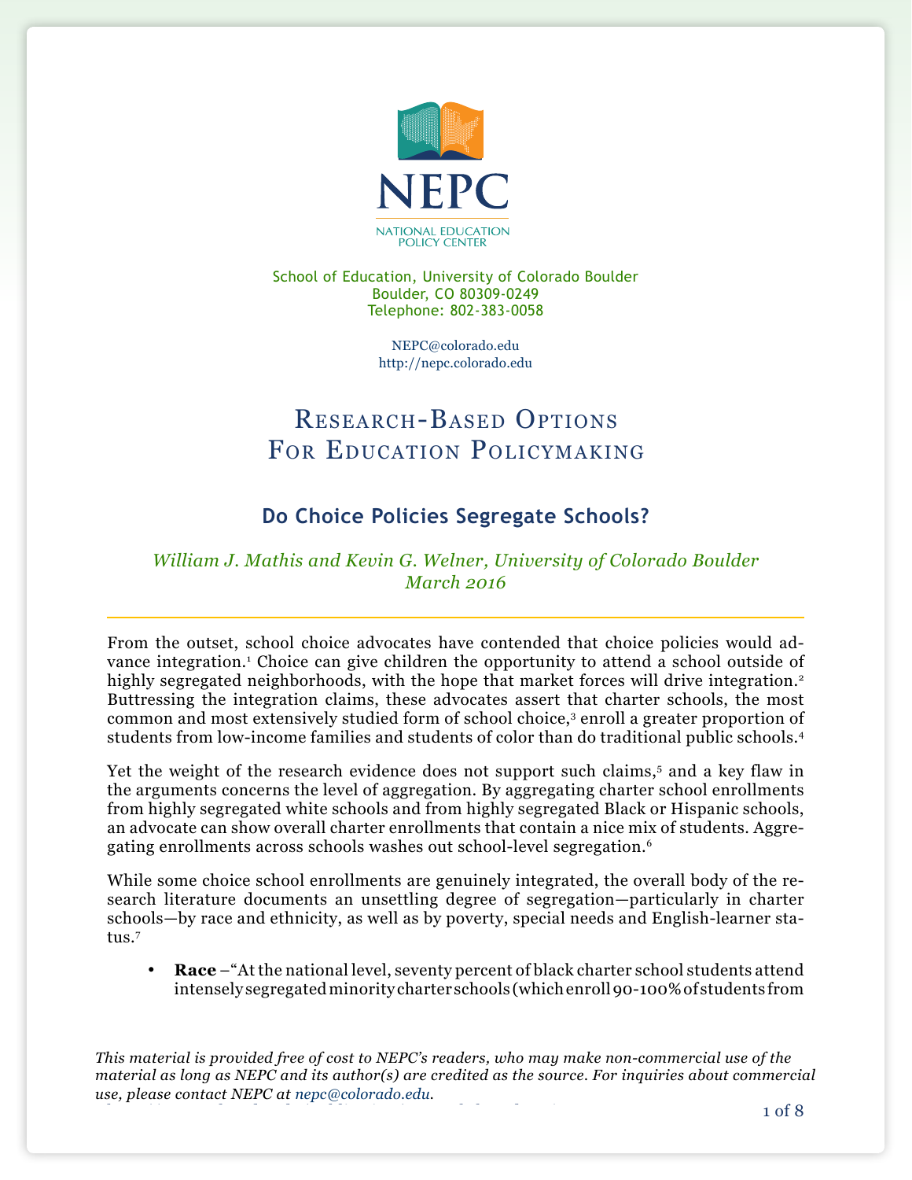NEPC

NATIONAL EDUCATION POLICY CENTER

School of Education, University of Colorado Boulder
Boulder, CO 80309-0249
Telephone: 802-383-0058

NEPC@colorado.edu
http://nepc.colorado.edu

# Research-Based Options For Education Policymaking

## Do Choice Policies Segregate Schools?

*William J. Mathis and Kevin G. Welner, University of Colorado Boulder*
*March 2016*

---

From the outset, school choice advocates have contended that choice policies would advance integration.[1] Choice can give children the opportunity to attend a school outside of highly segregated neighborhoods, with the hope that market forces will drive integration.[2] Buttressing the integration claims, these advocates assert that charter schools, the most common and most extensively studied form of school choice,[3] enroll a greater proportion of students from low-income families and students of color than do traditional public schools.[4]

Yet the weight of the research evidence does not support such claims,[5] and a key flaw in the arguments concerns the level of aggregation. By aggregating charter school enrollments from highly segregated white schools and from highly segregated Black or Hispanic schools, an advocate can show overall charter enrollments that contain a nice mix of students. Aggregating enrollments across schools washes out school-level segregation.[6]

While some choice school enrollments are genuinely integrated, the overall body of the research literature documents an unsettling degree of segregation—particularly in charter schools—by race and ethnicity, as well as by poverty, special needs and English-learner status.[7]

- **Race** –"At the national level, seventy percent of black charter school students attend intensely segregated minority charter schools (which enroll 90-100% of students from

*This material is provided free of cost to NEPC's readers, who may make non-commercial use of the material as long as NEPC and its author(s) are credited as the source. For inquiries about commercial use, please contact NEPC at nepc@colorado.edu.*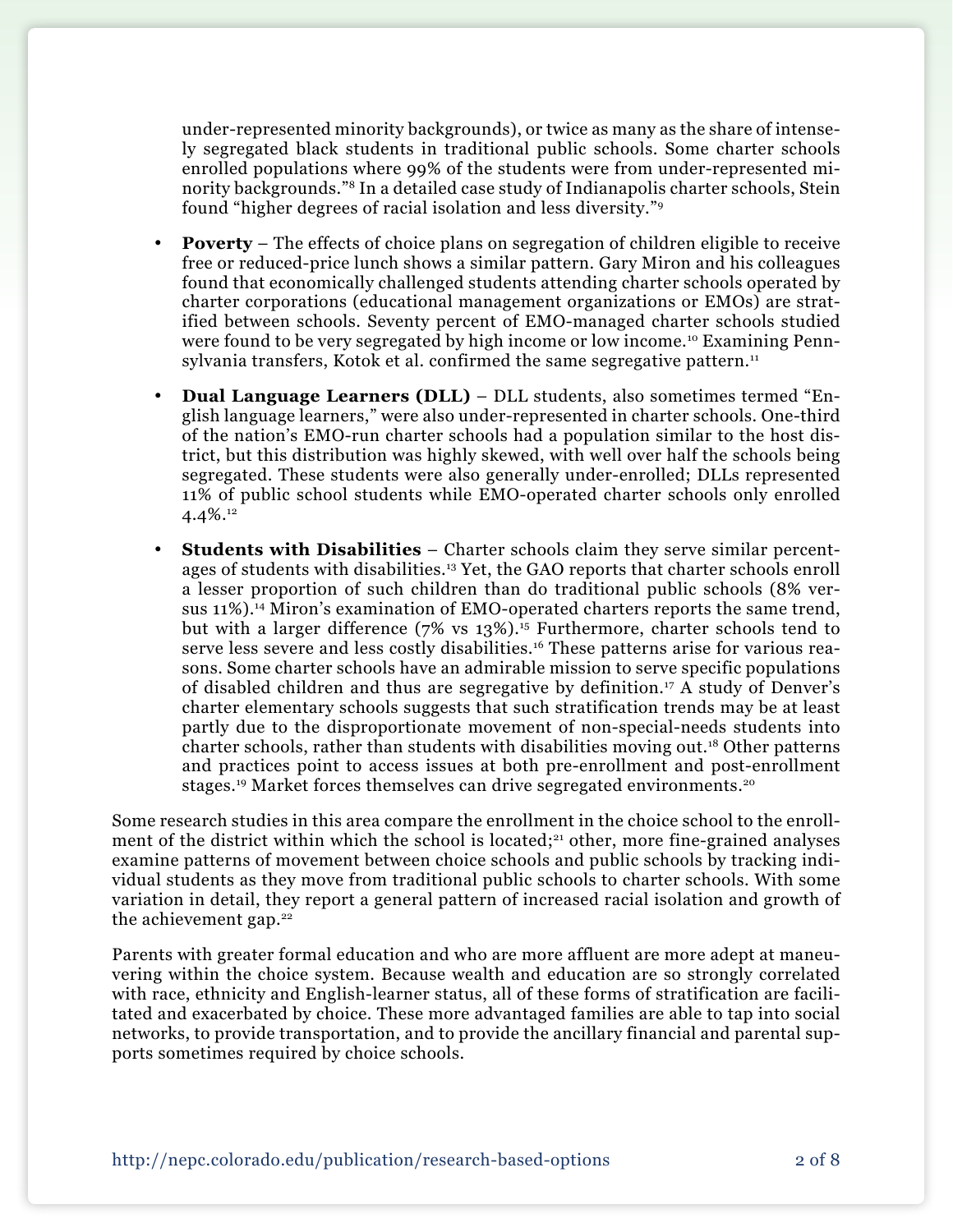under-represented minority backgrounds), or twice as many as the share of intensely segregated black students in traditional public schools. Some charter schools enrolled populations where 99% of the students were from under-represented minority backgrounds."[8] In a detailed case study of Indianapolis charter schools, Stein found "higher degrees of racial isolation and less diversity."[9]

- **Poverty** – The effects of choice plans on segregation of children eligible to receive free or reduced-price lunch shows a similar pattern. Gary Miron and his colleagues found that economically challenged students attending charter schools operated by charter corporations (educational management organizations or EMOs) are stratified between schools. Seventy percent of EMO-managed charter schools studied were found to be very segregated by high income or low income.[10] Examining Pennsylvania transfers, Kotok et al. confirmed the same segregative pattern.[11]

- **Dual Language Learners (DLL)** – DLL students, also sometimes termed "English language learners," were also under-represented in charter schools. One-third of the nation's EMO-run charter schools had a population similar to the host district, but this distribution was highly skewed, with well over half the schools being segregated. These students were also generally under-enrolled; DLLs represented 11% of public school students while EMO-operated charter schools only enrolled 4.4%.[12]

- **Students with Disabilities** – Charter schools claim they serve similar percentages of students with disabilities.[13] Yet, the GAO reports that charter schools enroll a lesser proportion of such children than do traditional public schools (8% versus 11%).[14] Miron's examination of EMO-operated charters reports the same trend, but with a larger difference (7% vs 13%).[15] Furthermore, charter schools tend to serve less severe and less costly disabilities.[16] These patterns arise for various reasons. Some charter schools have an admirable mission to serve specific populations of disabled children and thus are segregative by definition.[17] A study of Denver's charter elementary schools suggests that such stratification trends may be at least partly due to the disproportionate movement of non-special-needs students into charter schools, rather than students with disabilities moving out.[18] Other patterns and practices point to access issues at both pre-enrollment and post-enrollment stages.[19] Market forces themselves can drive segregated environments.[20]

Some research studies in this area compare the enrollment in the choice school to the enrollment of the district within which the school is located;[21] other, more fine-grained analyses examine patterns of movement between choice schools and public schools by tracking individual students as they move from traditional public schools to charter schools. With some variation in detail, they report a general pattern of increased racial isolation and growth of the achievement gap.[22]

Parents with greater formal education and who are more affluent are more adept at maneuvering within the choice system. Because wealth and education are so strongly correlated with race, ethnicity and English-learner status, all of these forms of stratification are facilitated and exacerbated by choice. These more advantaged families are able to tap into social networks, to provide transportation, and to provide the ancillary financial and parental supports sometimes required by choice schools.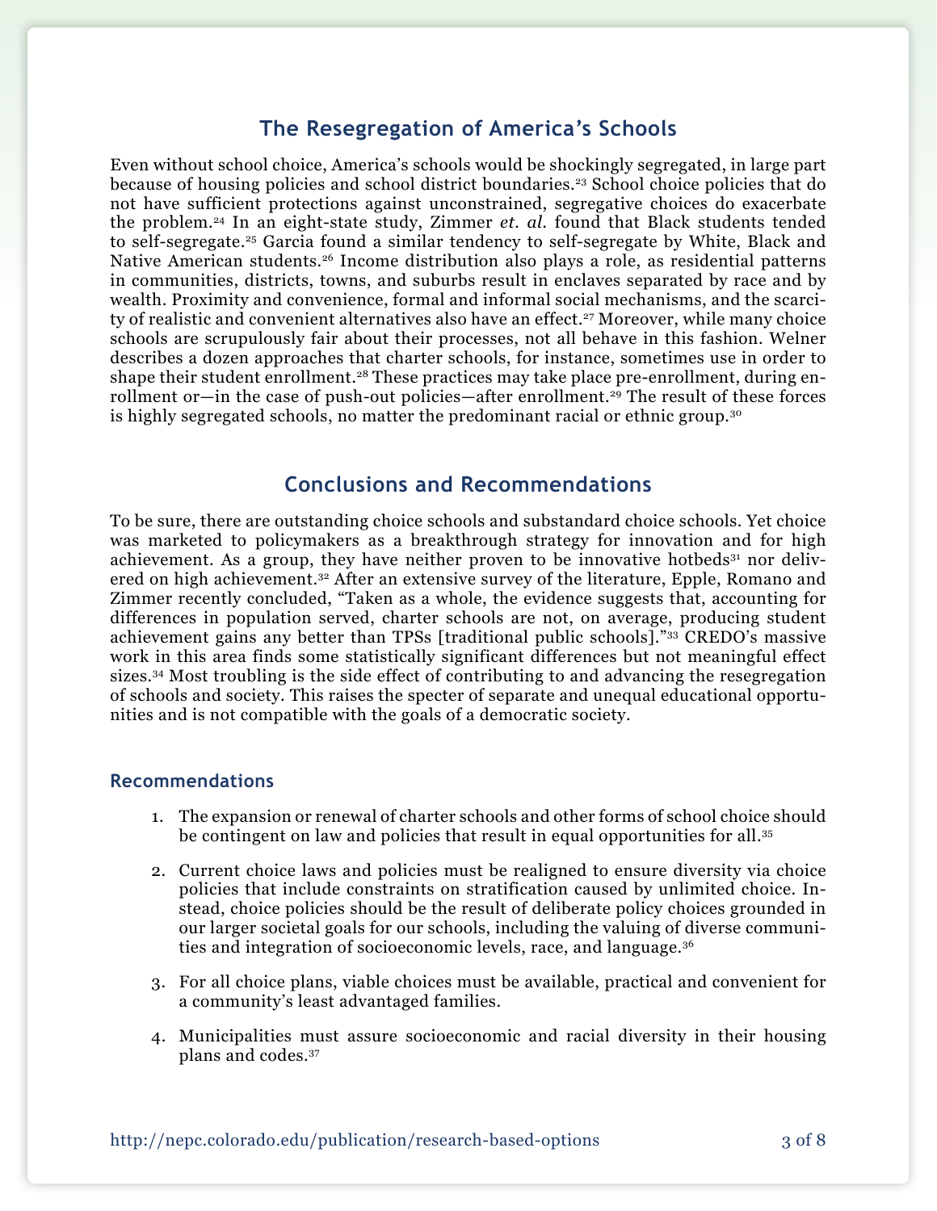## The Resegregation of America's Schools

Even without school choice, America's schools would be shockingly segregated, in large part because of housing policies and school district boundaries.[23] School choice policies that do not have sufficient protections against unconstrained, segregative choices do exacerbate the problem.[24] In an eight-state study, Zimmer *et. al.* found that Black students tended to self-segregate.[25] Garcia found a similar tendency to self-segregate by White, Black and Native American students.[26] Income distribution also plays a role, as residential patterns in communities, districts, towns, and suburbs result in enclaves separated by race and by wealth. Proximity and convenience, formal and informal social mechanisms, and the scarcity of realistic and convenient alternatives also have an effect.[27] Moreover, while many choice schools are scrupulously fair about their processes, not all behave in this fashion. Welner describes a dozen approaches that charter schools, for instance, sometimes use in order to shape their student enrollment.[28] These practices may take place pre-enrollment, during enrollment or—in the case of push-out policies—after enrollment.[29] The result of these forces is highly segregated schools, no matter the predominant racial or ethnic group.[30]

## Conclusions and Recommendations

To be sure, there are outstanding choice schools and substandard choice schools. Yet choice was marketed to policymakers as a breakthrough strategy for innovation and for high achievement. As a group, they have neither proven to be innovative hotbeds[31] nor delivered on high achievement.[32] After an extensive survey of the literature, Epple, Romano and Zimmer recently concluded, "Taken as a whole, the evidence suggests that, accounting for differences in population served, charter schools are not, on average, producing student achievement gains any better than TPSs [traditional public schools]."[33] CREDO's massive work in this area finds some statistically significant differences but not meaningful effect sizes.[34] Most troubling is the side effect of contributing to and advancing the resegregation of schools and society. This raises the specter of separate and unequal educational opportunities and is not compatible with the goals of a democratic society.

### Recommendations

1. The expansion or renewal of charter schools and other forms of school choice should be contingent on law and policies that result in equal opportunities for all.[35]
2. Current choice laws and policies must be realigned to ensure diversity via choice policies that include constraints on stratification caused by unlimited choice. Instead, choice policies should be the result of deliberate policy choices grounded in our larger societal goals for our schools, including the valuing of diverse communities and integration of socioeconomic levels, race, and language.[36]
3. For all choice plans, viable choices must be available, practical and convenient for a community's least advantaged families.
4. Municipalities must assure socioeconomic and racial diversity in their housing plans and codes.[37]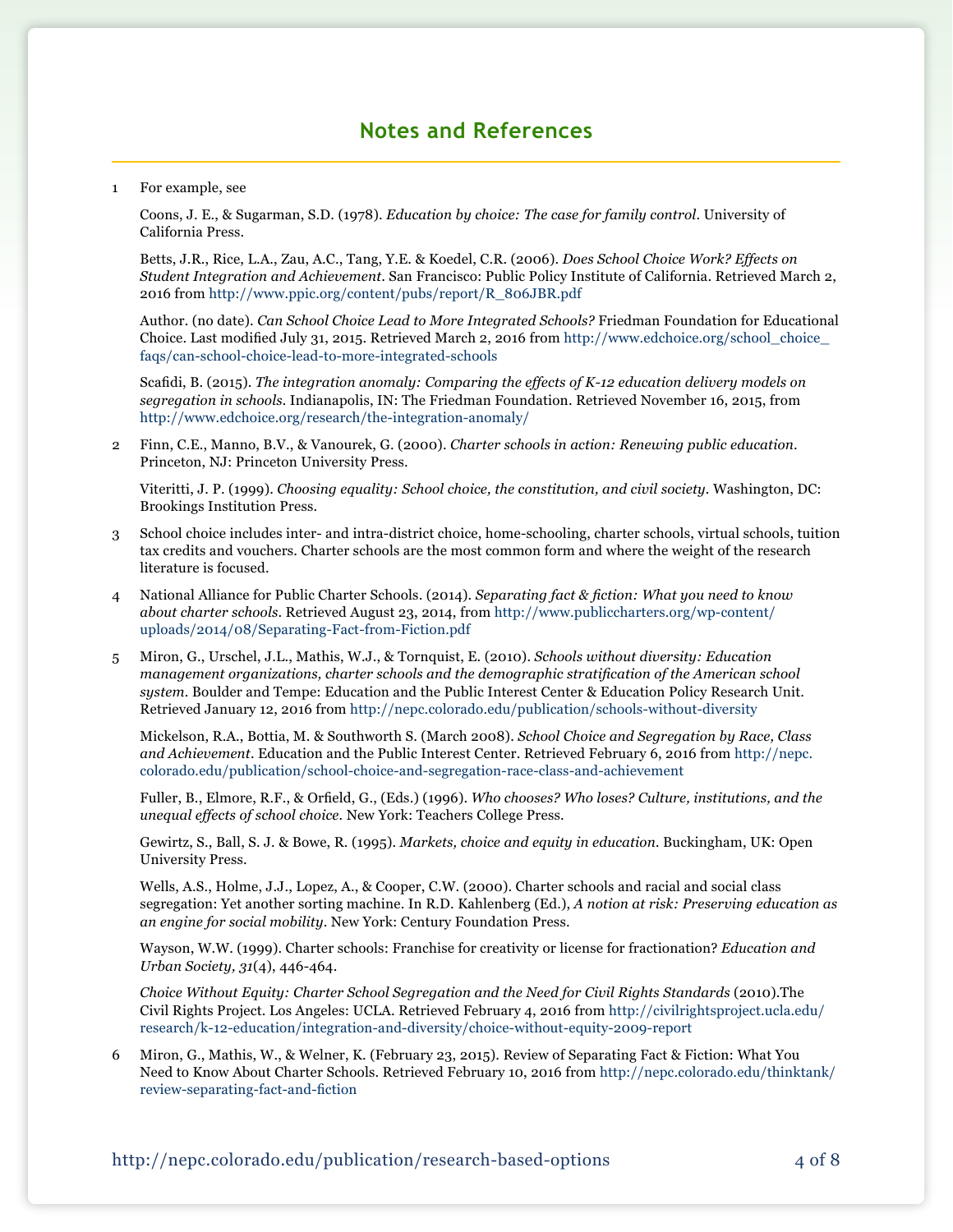## Notes and References

1 For example, see

Coons, J. E., & Sugarman, S.D. (1978). *Education by choice: The case for family control*. University of California Press.

Betts, J.R., Rice, L.A., Zau, A.C., Tang, Y.E. & Koedel, C.R. (2006). *Does School Choice Work? Effects on Student Integration and Achievement*. San Francisco: Public Policy Institute of California. Retrieved March 2, 2016 from http://www.ppic.org/content/pubs/report/R_806JBR.pdf

Author. (no date). *Can School Choice Lead to More Integrated Schools?* Friedman Foundation for Educational Choice. Last modified July 31, 2015. Retrieved March 2, 2016 from http://www.edchoice.org/school_choice_faqs/can-school-choice-lead-to-more-integrated-schools

Scafidi, B. (2015). *The integration anomaly: Comparing the effects of K-12 education delivery models on segregation in schools*. Indianapolis, IN: The Friedman Foundation. Retrieved November 16, 2015, from http://www.edchoice.org/research/the-integration-anomaly/

2 Finn, C.E., Manno, B.V., & Vanourek, G. (2000). *Charter schools in action: Renewing public education*. Princeton, NJ: Princeton University Press.

Viteritti, J. P. (1999). *Choosing equality: School choice, the constitution, and civil society*. Washington, DC: Brookings Institution Press.

3 School choice includes inter- and intra-district choice, home-schooling, charter schools, virtual schools, tuition tax credits and vouchers. Charter schools are the most common form and where the weight of the research literature is focused.

4 National Alliance for Public Charter Schools. (2014). *Separating fact & fiction: What you need to know about charter schools*. Retrieved August 23, 2014, from http://www.publiccharters.org/wp-content/uploads/2014/08/Separating-Fact-from-Fiction.pdf

5 Miron, G., Urschel, J.L., Mathis, W.J., & Tornquist, E. (2010). *Schools without diversity: Education management organizations, charter schools and the demographic stratification of the American school system*. Boulder and Tempe: Education and the Public Interest Center & Education Policy Research Unit. Retrieved January 12, 2016 from http://nepc.colorado.edu/publication/schools-without-diversity

Mickelson, R.A., Bottia, M. & Southworth S. (March 2008). *School Choice and Segregation by Race, Class and Achievement*. Education and the Public Interest Center. Retrieved February 6, 2016 from http://nepc.colorado.edu/publication/school-choice-and-segregation-race-class-and-achievement

Fuller, B., Elmore, R.F., & Orfield, G., (Eds.) (1996). *Who chooses? Who loses? Culture, institutions, and the unequal effects of school choice*. New York: Teachers College Press.

Gewirtz, S., Ball, S. J. & Bowe, R. (1995). *Markets, choice and equity in education*. Buckingham, UK: Open University Press.

Wells, A.S., Holme, J.J., Lopez, A., & Cooper, C.W. (2000). Charter schools and racial and social class segregation: Yet another sorting machine. In R.D. Kahlenberg (Ed.), *A notion at risk: Preserving education as an engine for social mobility*. New York: Century Foundation Press.

Wayson, W.W. (1999). Charter schools: Franchise for creativity or license for fractionation? *Education and Urban Society, 31*(4), 446-464.

*Choice Without Equity: Charter School Segregation and the Need for Civil Rights Standards* (2010).The Civil Rights Project. Los Angeles: UCLA. Retrieved February 4, 2016 from http://civilrightsproject.ucla.edu/research/k-12-education/integration-and-diversity/choice-without-equity-2009-report

6 Miron, G., Mathis, W., & Welner, K. (February 23, 2015). Review of Separating Fact & Fiction: What You Need to Know About Charter Schools. Retrieved February 10, 2016 from http://nepc.colorado.edu/thinktank/review-separating-fact-and-fiction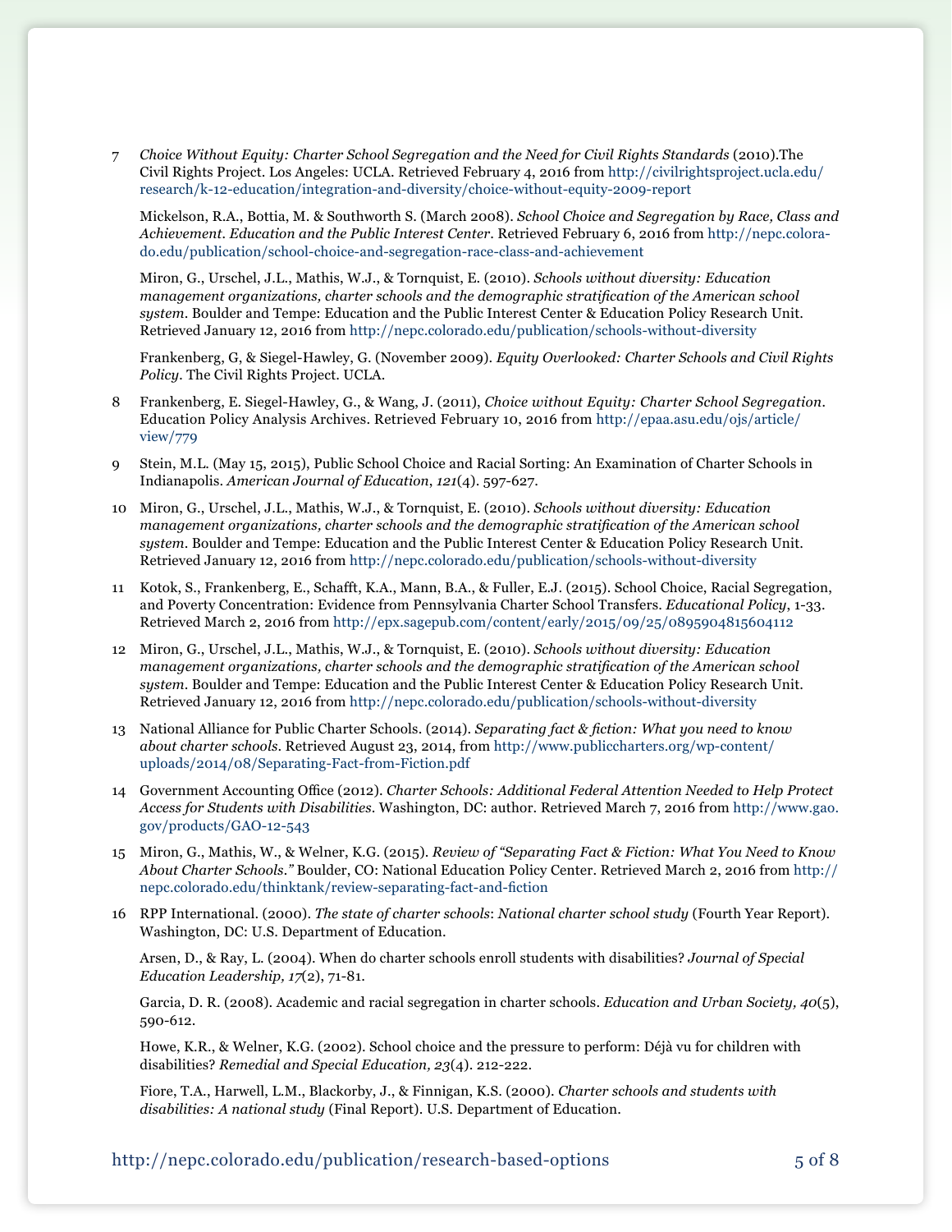7 *Choice Without Equity: Charter School Segregation and the Need for Civil Rights Standards* (2010).The Civil Rights Project. Los Angeles: UCLA. Retrieved February 4, 2016 from http://civilrightsproject.ucla.edu/research/k-12-education/integration-and-diversity/choice-without-equity-2009-report

Mickelson, R.A., Bottia, M. & Southworth S. (March 2008). *School Choice and Segregation by Race, Class and Achievement. Education and the Public Interest Center*. Retrieved February 6, 2016 from http://nepc.colorado.edu/publication/school-choice-and-segregation-race-class-and-achievement

Miron, G., Urschel, J.L., Mathis, W.J., & Tornquist, E. (2010). *Schools without diversity: Education management organizations, charter schools and the demographic stratification of the American school system*. Boulder and Tempe: Education and the Public Interest Center & Education Policy Research Unit. Retrieved January 12, 2016 from http://nepc.colorado.edu/publication/schools-without-diversity

Frankenberg, G, & Siegel-Hawley, G. (November 2009). *Equity Overlooked: Charter Schools and Civil Rights Policy*. The Civil Rights Project. UCLA.

8 Frankenberg, E. Siegel-Hawley, G., & Wang, J. (2011), *Choice without Equity: Charter School Segregation*. Education Policy Analysis Archives. Retrieved February 10, 2016 from http://epaa.asu.edu/ojs/article/view/779

9 Stein, M.L. (May 15, 2015), Public School Choice and Racial Sorting: An Examination of Charter Schools in Indianapolis. *American Journal of Education*, *121*(4). 597-627.

10 Miron, G., Urschel, J.L., Mathis, W.J., & Tornquist, E. (2010). *Schools without diversity: Education management organizations, charter schools and the demographic stratification of the American school system*. Boulder and Tempe: Education and the Public Interest Center & Education Policy Research Unit. Retrieved January 12, 2016 from http://nepc.colorado.edu/publication/schools-without-diversity

11 Kotok, S., Frankenberg, E., Schafft, K.A., Mann, B.A., & Fuller, E.J. (2015). School Choice, Racial Segregation, and Poverty Concentration: Evidence from Pennsylvania Charter School Transfers. *Educational Policy*, 1-33. Retrieved March 2, 2016 from http://epx.sagepub.com/content/early/2015/09/25/0895904815604112

12 Miron, G., Urschel, J.L., Mathis, W.J., & Tornquist, E. (2010). *Schools without diversity: Education management organizations, charter schools and the demographic stratification of the American school system*. Boulder and Tempe: Education and the Public Interest Center & Education Policy Research Unit. Retrieved January 12, 2016 from http://nepc.colorado.edu/publication/schools-without-diversity

13 National Alliance for Public Charter Schools. (2014). *Separating fact & fiction: What you need to know about charter schools*. Retrieved August 23, 2014, from http://www.publiccharters.org/wp-content/uploads/2014/08/Separating-Fact-from-Fiction.pdf

14 Government Accounting Office (2012). *Charter Schools: Additional Federal Attention Needed to Help Protect Access for Students with Disabilities*. Washington, DC: author. Retrieved March 7, 2016 from http://www.gao.gov/products/GAO-12-543

15 Miron, G., Mathis, W., & Welner, K.G. (2015). *Review of "Separating Fact & Fiction: What You Need to Know About Charter Schools."* Boulder, CO: National Education Policy Center. Retrieved March 2, 2016 from http://nepc.colorado.edu/thinktank/review-separating-fact-and-fiction

16 RPP International. (2000). *The state of charter schools*: *National charter school study* (Fourth Year Report). Washington, DC: U.S. Department of Education.

Arsen, D., & Ray, L. (2004). When do charter schools enroll students with disabilities? *Journal of Special Education Leadership, 17*(2), 71-81.

Garcia, D. R. (2008). Academic and racial segregation in charter schools. *Education and Urban Society, 40*(5), 590-612.

Howe, K.R., & Welner, K.G. (2002). School choice and the pressure to perform: Déjà vu for children with disabilities? *Remedial and Special Education, 23*(4). 212-222.

Fiore, T.A., Harwell, L.M., Blackorby, J., & Finnigan, K.S. (2000). *Charter schools and students with disabilities: A national study* (Final Report). U.S. Department of Education.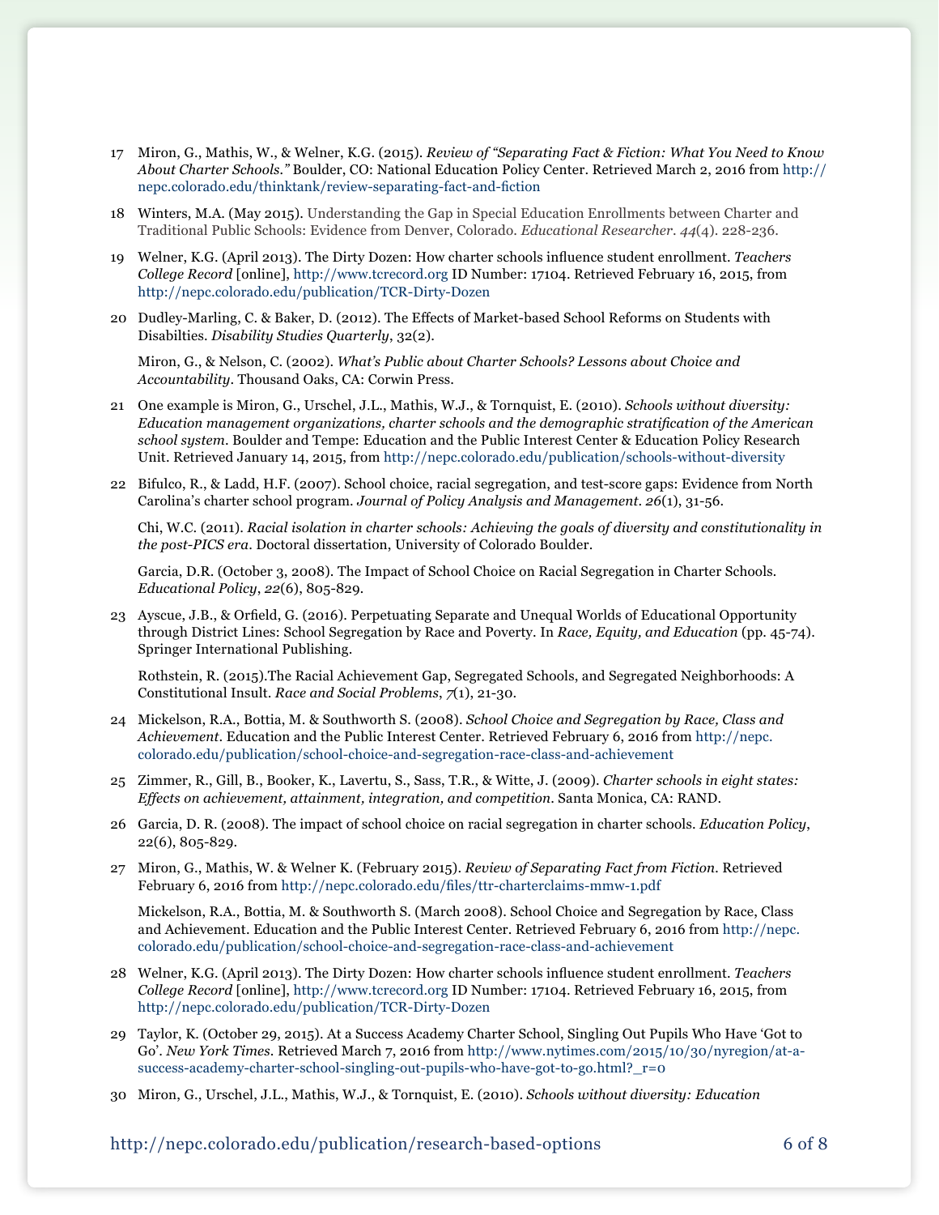17 Miron, G., Mathis, W., & Welner, K.G. (2015). *Review of "Separating Fact & Fiction: What You Need to Know About Charter Schools."* Boulder, CO: National Education Policy Center. Retrieved March 2, 2016 from http://nepc.colorado.edu/thinktank/review-separating-fact-and-fiction

18 Winters, M.A. (May 2015). Understanding the Gap in Special Education Enrollments between Charter and Traditional Public Schools: Evidence from Denver, Colorado. *Educational Researcher*. *44*(4). 228-236.

19 Welner, K.G. (April 2013). The Dirty Dozen: How charter schools influence student enrollment. *Teachers College Record* [online], http://www.tcrecord.org ID Number: 17104. Retrieved February 16, 2015, from http://nepc.colorado.edu/publication/TCR-Dirty-Dozen

20 Dudley-Marling, C. & Baker, D. (2012). The Effects of Market-based School Reforms on Students with Disabilties. *Disability Studies Quarterly*, 32(2).

Miron, G., & Nelson, C. (2002). *What's Public about Charter Schools? Lessons about Choice and Accountability*. Thousand Oaks, CA: Corwin Press.

21 One example is Miron, G., Urschel, J.L., Mathis, W.J., & Tornquist, E. (2010). *Schools without diversity: Education management organizations, charter schools and the demographic stratification of the American school system*. Boulder and Tempe: Education and the Public Interest Center & Education Policy Research Unit. Retrieved January 14, 2015, from http://nepc.colorado.edu/publication/schools-without-diversity

22 Bifulco, R., & Ladd, H.F. (2007). School choice, racial segregation, and test-score gaps: Evidence from North Carolina's charter school program. *Journal of Policy Analysis and Management*. *26*(1), 31-56.

Chi, W.C. (2011). *Racial isolation in charter schools: Achieving the goals of diversity and constitutionality in the post-PICS era*. Doctoral dissertation, University of Colorado Boulder.

Garcia, D.R. (October 3, 2008). The Impact of School Choice on Racial Segregation in Charter Schools. *Educational Policy*, *22*(6), 805-829.

23 Ayscue, J.B., & Orfield, G. (2016). Perpetuating Separate and Unequal Worlds of Educational Opportunity through District Lines: School Segregation by Race and Poverty. In *Race, Equity, and Education* (pp. 45-74). Springer International Publishing.

Rothstein, R. (2015).The Racial Achievement Gap, Segregated Schools, and Segregated Neighborhoods: A Constitutional Insult. *Race and Social Problems*, *7*(1), 21-30.

24 Mickelson, R.A., Bottia, M. & Southworth S. (2008). *School Choice and Segregation by Race, Class and Achievement*. Education and the Public Interest Center. Retrieved February 6, 2016 from http://nepc.colorado.edu/publication/school-choice-and-segregation-race-class-and-achievement

25 Zimmer, R., Gill, B., Booker, K., Lavertu, S., Sass, T.R., & Witte, J. (2009). *Charter schools in eight states: Effects on achievement, attainment, integration, and competition*. Santa Monica, CA: RAND.

26 Garcia, D. R. (2008). The impact of school choice on racial segregation in charter schools. *Education Policy*, 22(6), 805-829.

27 Miron, G., Mathis, W. & Welner K. (February 2015). *Review of Separating Fact from Fiction*. Retrieved February 6, 2016 from http://nepc.colorado.edu/files/ttr-charterclaims-mmw-1.pdf

Mickelson, R.A., Bottia, M. & Southworth S. (March 2008). School Choice and Segregation by Race, Class and Achievement. Education and the Public Interest Center. Retrieved February 6, 2016 from http://nepc.colorado.edu/publication/school-choice-and-segregation-race-class-and-achievement

28 Welner, K.G. (April 2013). The Dirty Dozen: How charter schools influence student enrollment. *Teachers College Record* [online], http://www.tcrecord.org ID Number: 17104. Retrieved February 16, 2015, from http://nepc.colorado.edu/publication/TCR-Dirty-Dozen

29 Taylor, K. (October 29, 2015). At a Success Academy Charter School, Singling Out Pupils Who Have 'Got to Go'. *New York Times*. Retrieved March 7, 2016 from http://www.nytimes.com/2015/10/30/nyregion/at-a-success-academy-charter-school-singling-out-pupils-who-have-got-to-go.html?_r=0

30 Miron, G., Urschel, J.L., Mathis, W.J., & Tornquist, E. (2010). *Schools without diversity: Education*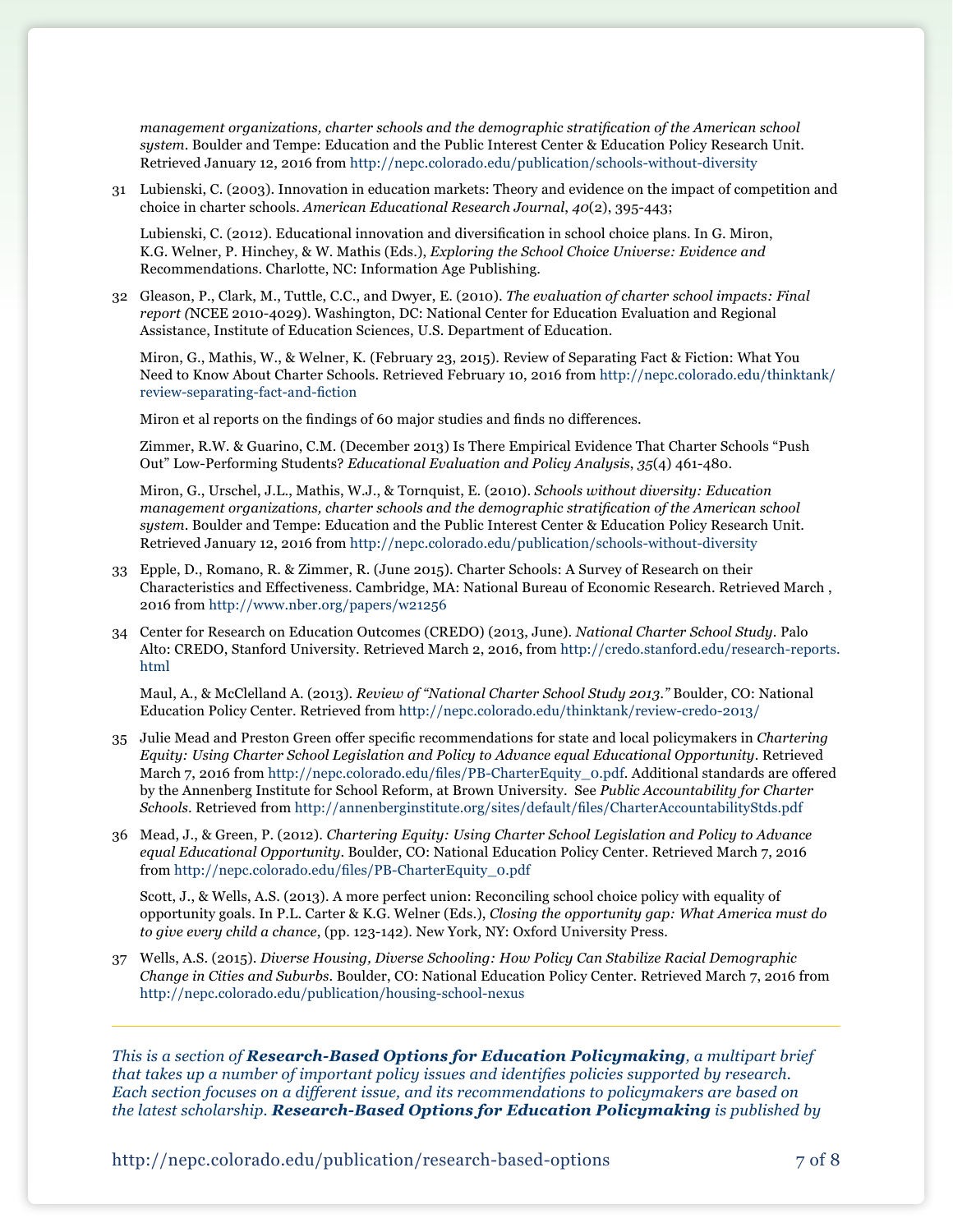*management organizations, charter schools and the demographic stratification of the American school system*. Boulder and Tempe: Education and the Public Interest Center & Education Policy Research Unit. Retrieved January 12, 2016 from http://nepc.colorado.edu/publication/schools-without-diversity

31 Lubienski, C. (2003). Innovation in education markets: Theory and evidence on the impact of competition and choice in charter schools. *American Educational Research Journal*, *40*(2), 395-443;

Lubienski, C. (2012). Educational innovation and diversification in school choice plans. In G. Miron, K.G. Welner, P. Hinchey, & W. Mathis (Eds.), *Exploring the School Choice Universe: Evidence and* Recommendations. Charlotte, NC: Information Age Publishing.

32 Gleason, P., Clark, M., Tuttle, C.C., and Dwyer, E. (2010). *The evaluation of charter school impacts: Final report (*NCEE 2010-4029). Washington, DC: National Center for Education Evaluation and Regional Assistance, Institute of Education Sciences, U.S. Department of Education.

Miron, G., Mathis, W., & Welner, K. (February 23, 2015). Review of Separating Fact & Fiction: What You Need to Know About Charter Schools. Retrieved February 10, 2016 from http://nepc.colorado.edu/thinktank/review-separating-fact-and-fiction

Miron et al reports on the findings of 60 major studies and finds no differences.

Zimmer, R.W. & Guarino, C.M. (December 2013) Is There Empirical Evidence That Charter Schools "Push Out" Low-Performing Students? *Educational Evaluation and Policy Analysis*, *35*(4) 461-480.

Miron, G., Urschel, J.L., Mathis, W.J., & Tornquist, E. (2010). *Schools without diversity: Education management organizations, charter schools and the demographic stratification of the American school system*. Boulder and Tempe: Education and the Public Interest Center & Education Policy Research Unit. Retrieved January 12, 2016 from http://nepc.colorado.edu/publication/schools-without-diversity

33 Epple, D., Romano, R. & Zimmer, R. (June 2015). Charter Schools: A Survey of Research on their Characteristics and Effectiveness. Cambridge, MA: National Bureau of Economic Research. Retrieved March , 2016 from http://www.nber.org/papers/w21256

34 Center for Research on Education Outcomes (CREDO) (2013, June). *National Charter School Study*. Palo Alto: CREDO, Stanford University. Retrieved March 2, 2016, from http://credo.stanford.edu/research-reports.html

Maul, A., & McClelland A. (2013). *Review of "National Charter School Study 2013."* Boulder, CO: National Education Policy Center. Retrieved from http://nepc.colorado.edu/thinktank/review-credo-2013/

35 Julie Mead and Preston Green offer specific recommendations for state and local policymakers in *Chartering Equity: Using Charter School Legislation and Policy to Advance equal Educational Opportunity*. Retrieved March 7, 2016 from http://nepc.colorado.edu/files/PB-CharterEquity_0.pdf. Additional standards are offered by the Annenberg Institute for School Reform, at Brown University. See *Public Accountability for Charter Schools*. Retrieved from http://annenberginstitute.org/sites/default/files/CharterAccountabilityStds.pdf

36 Mead, J., & Green, P. (2012). *Chartering Equity: Using Charter School Legislation and Policy to Advance equal Educational Opportunity*. Boulder, CO: National Education Policy Center. Retrieved March 7, 2016 from http://nepc.colorado.edu/files/PB-CharterEquity_0.pdf

Scott, J., & Wells, A.S. (2013). A more perfect union: Reconciling school choice policy with equality of opportunity goals. In P.L. Carter & K.G. Welner (Eds.), *Closing the opportunity gap: What America must do to give every child a chance*, (pp. 123-142). New York, NY: Oxford University Press.

37 Wells, A.S. (2015). *Diverse Housing, Diverse Schooling: How Policy Can Stabilize Racial Demographic Change in Cities and Suburbs*. Boulder, CO: National Education Policy Center. Retrieved March 7, 2016 from http://nepc.colorado.edu/publication/housing-school-nexus

---

*This is a section of* ***Research-Based Options for Education Policymaking****, a multipart brief that takes up a number of important policy issues and identifies policies supported by research. Each section focuses on a different issue, and its recommendations to policymakers are based on the latest scholarship.* ***Research-Based Options for Education Policymaking*** *is published by*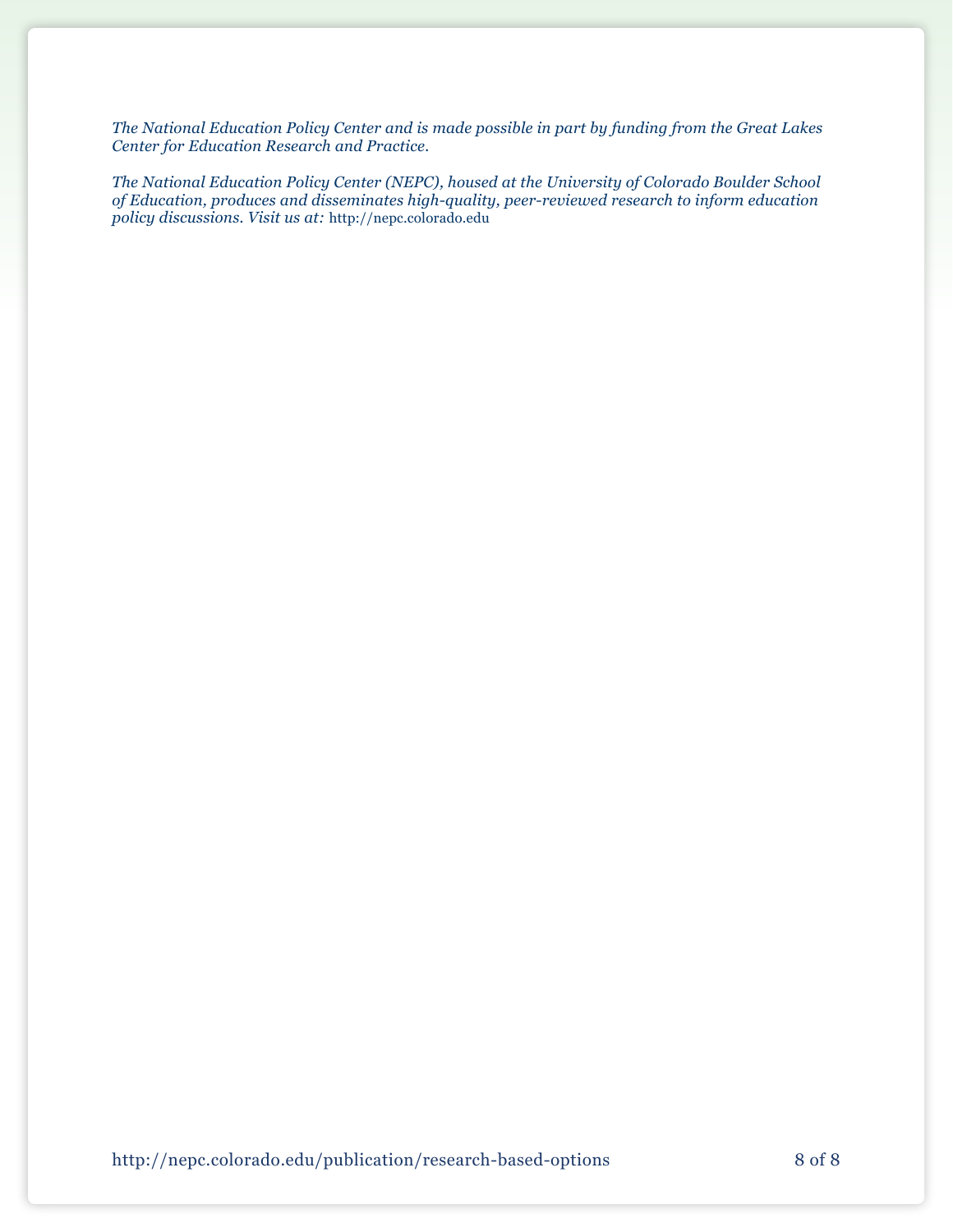*The National Education Policy Center and is made possible in part by funding from the Great Lakes Center for Education Research and Practice.*

*The National Education Policy Center (NEPC), housed at the University of Colorado Boulder School of Education, produces and disseminates high-quality, peer-reviewed research to inform education policy discussions. Visit us at:* http://nepc.colorado.edu